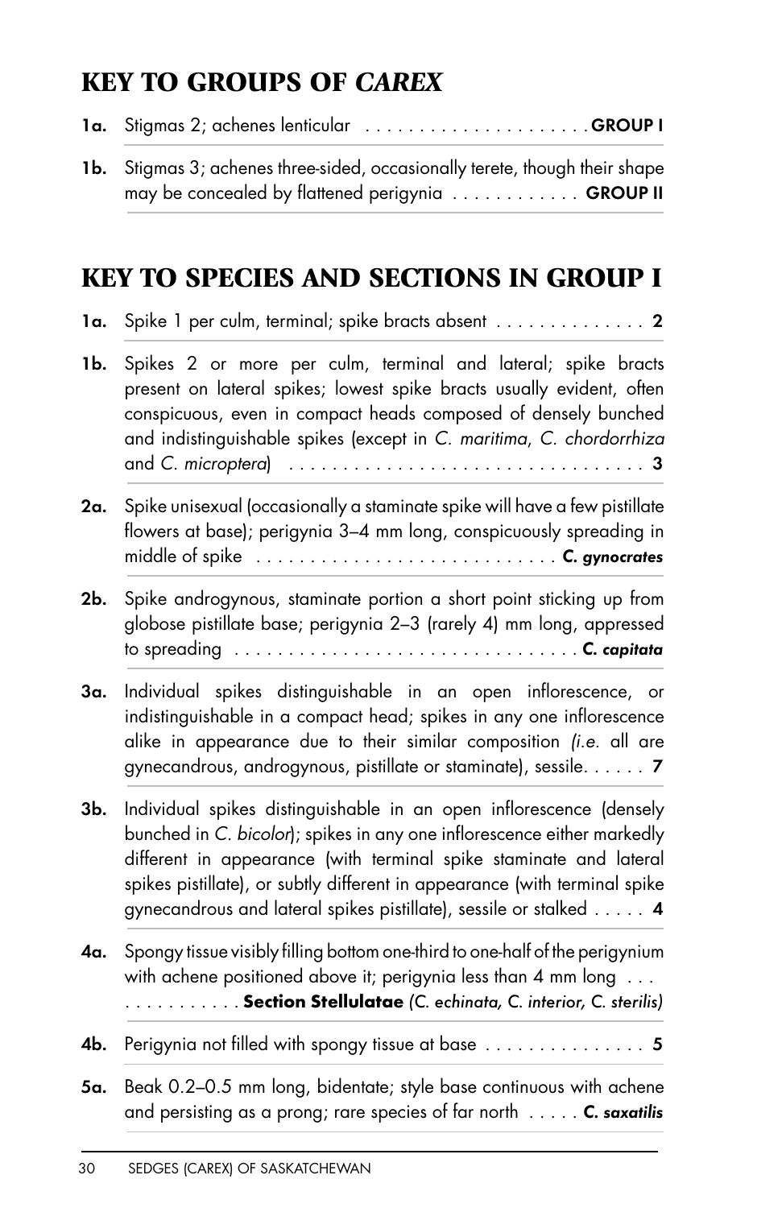## KEY TO GROUPS OF *CAREX*

**1a.** Stigmas 2; achenes lenticular . . . . . . . . . . . . . . . . . . . . . **GROUP I**

**1b.** Stigmas 3; achenes three-sided, occasionally terete, though their shape may be concealed by flattened perigynia . . . . . . . . . . . . **GROUP II**

## KEY TO SPECIES AND SECTIONS IN GROUP I

**1a.** Spike 1 per culm, terminal; spike bracts absent . . . . . . . . . . . . . . **2**

**1b.** Spikes 2 or more per culm, terminal and lateral; spike bracts present on lateral spikes; lowest spike bracts usually evident, often conspicuous, even in compact heads composed of densely bunched and indistinguishable spikes (except in *C. maritima*, *C. chordorrhiza* and *C. microptera*) . . . . . . . . . . . . . . . . . . . . . . . . . . . . . . . . . **3**

**2a.** Spike unisexual (occasionally a staminate spike will have a few pistillate flowers at base); perigynia 3–4 mm long, conspicuously spreading in middle of spike . . . . . . . . . . . . . . . . . . . . . . . . . . . . ***C. gynocrates***

**2b.** Spike androgynous, staminate portion a short point sticking up from globose pistillate base; perigynia 2–3 (rarely 4) mm long, appressed to spreading . . . . . . . . . . . . . . . . . . . . . . . . . . . . . . . . ***C. capitata***

**3a.** Individual spikes distinguishable in an open inflorescence, or indistinguishable in a compact head; spikes in any one inflorescence alike in appearance due to their similar composition *(i.e.* all are gynecandrous, androgynous, pistillate or staminate), sessile. . . . . . **7**

**3b.** Individual spikes distinguishable in an open inflorescence (densely bunched in *C. bicolor*); spikes in any one inflorescence either markedly different in appearance (with terminal spike staminate and lateral spikes pistillate), or subtly different in appearance (with terminal spike gynecandrous and lateral spikes pistillate), sessile or stalked . . . . . **4**

**4a.** Spongy tissue visibly filling bottom one-third to one-half of the perigynium with achene positioned above it; perigynia less than 4 mm long . . . . . . . . . . . . . . **Section Stellulatae** *(C. echinata, C. interior, C. sterilis)*

**4b.** Perigynia not filled with spongy tissue at base . . . . . . . . . . . . . . . **5**

**5a.** Beak 0.2–0.5 mm long, bidentate; style base continuous with achene and persisting as a prong; rare species of far north . . . . . ***C. saxatilis***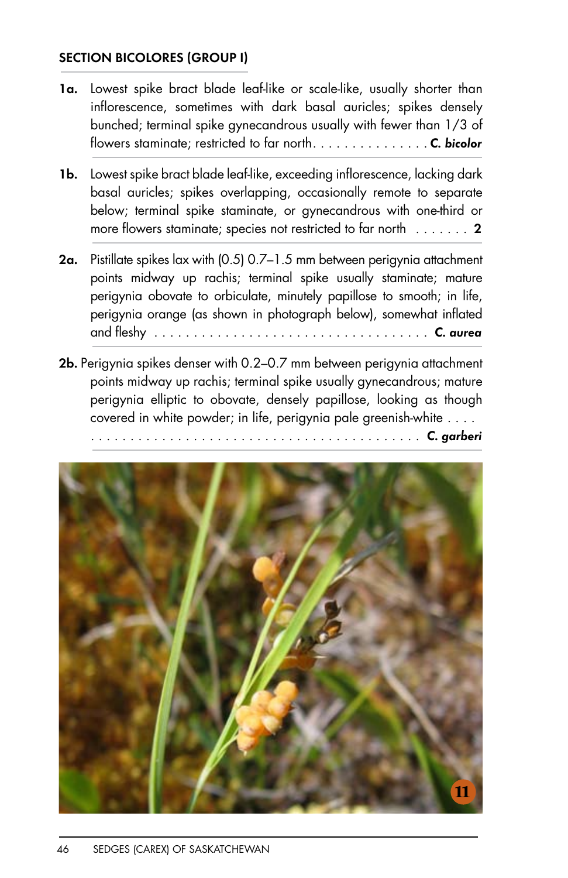## SECTION BICOLORES (GROUP I)

**1a.** Lowest spike bract blade leaf-like or scale-like, usually shorter than inflorescence, sometimes with dark basal auricles; spikes densely bunched; terminal spike gynecandrous usually with fewer than 1/3 of flowers staminate; restricted to far north. . . . . . . . . . . . . . . ***C. bicolor***

**1b.** Lowest spike bract blade leaf-like, exceeding inflorescence, lacking dark basal auricles; spikes overlapping, occasionally remote to separate below; terminal spike staminate, or gynecandrous with one-third or more flowers staminate; species not restricted to far north . . . . . . . **2**

**2a.** Pistillate spikes lax with (0.5) 0.7–1.5 mm between perigynia attachment points midway up rachis; terminal spike usually staminate; mature perigynia obovate to orbiculate, minutely papillose to smooth; in life, perigynia orange (as shown in photograph below), somewhat inflated and fleshy . . . . . . . . . . . . . . . . . . . . . . . . . . . . . . . . . . . ***C. aurea***

**2b.** Perigynia spikes denser with 0.2–0.7 mm between perigynia attachment points midway up rachis; terminal spike usually gynecandrous; mature perigynia elliptic to obovate, densely papillose, looking as though covered in white powder; in life, perigynia pale greenish-white . . . . . . . . . . . . . . . . . . . . . . . . . . . . . . . . . . . . . . . . . . . . . . ***C. garberi***